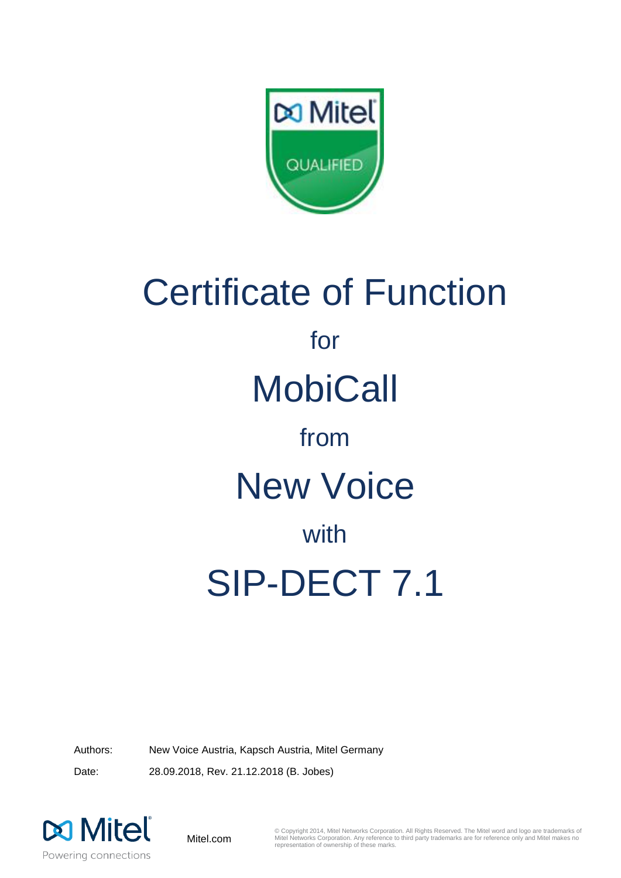# Certificate of Function

for

# MobiCall

from

# New Voice

with

# SIP-DECT 7.1

Authors: New Voice Austria, Kapsch Austria, Mitel Germany

Date: 28.09.2018, Rev. 21.12.2018 (B. Jobes)

Mitel.com

© Copyright 2014, Mitel Networks Corporation. All Rights Reserved. The Mitel word and logo are trademarks of Mitel Networks Corporation. Any reference to third party trademarks are for reference only and Mitel makes no representation of ownership of these marks.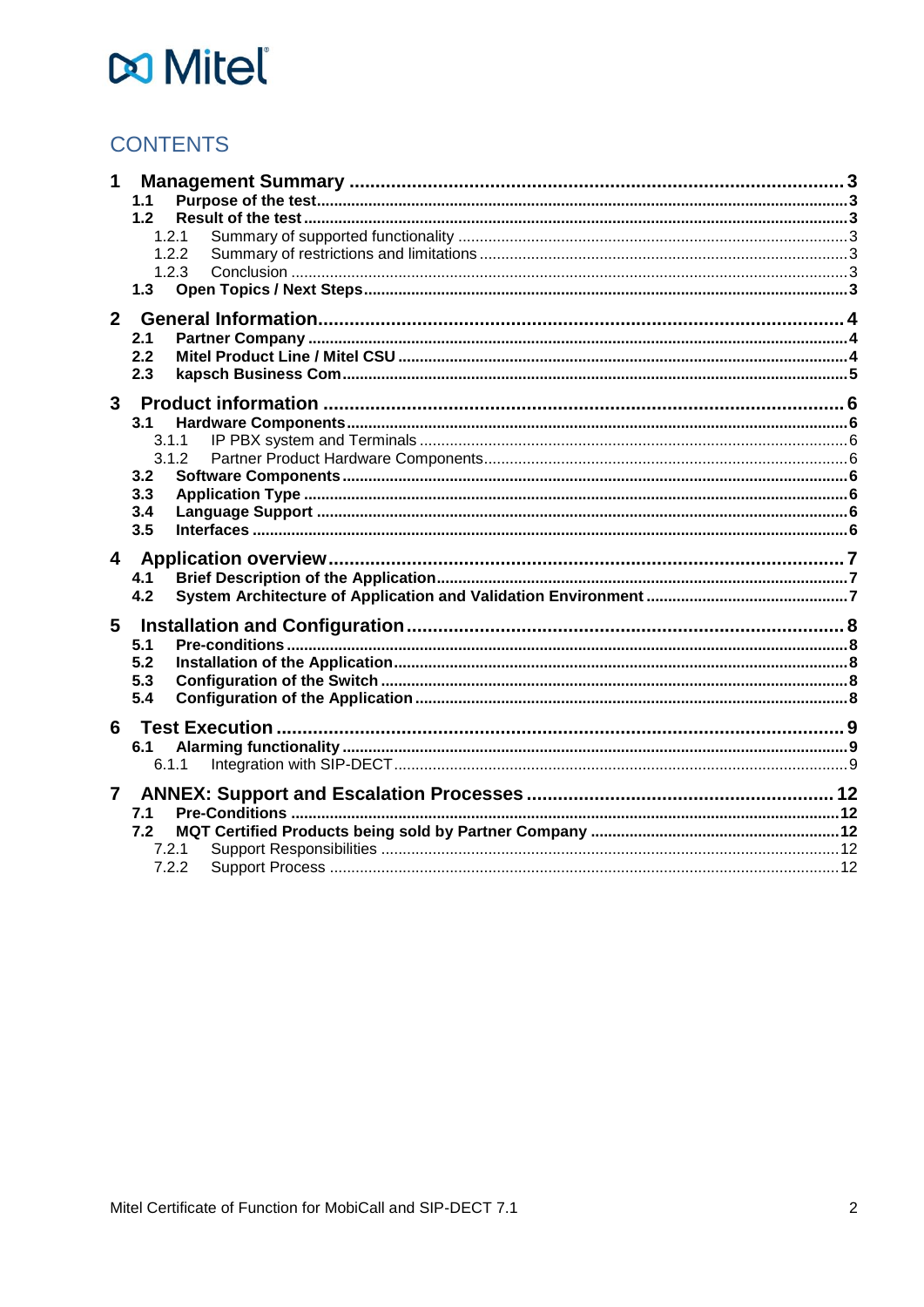## CONTENTS

- **1 Management Summary** ... 3
  - **1.1 Purpose of the test** ... 3
  - **1.2 Result of the test** ... 3
    - 1.2.1 Summary of supported functionality ... 3
    - 1.2.2 Summary of restrictions and limitations ... 3
    - 1.2.3 Conclusion ... 3
  - **1.3 Open Topics / Next Steps** ... 3
- **2 General Information** ... 4
  - **2.1 Partner Company** ... 4
  - **2.2 Mitel Product Line / Mitel CSU** ... 4
  - **2.3 kapsch Business Com** ... 5
- **3 Product information** ... 6
  - **3.1 Hardware Components** ... 6
    - 3.1.1 IP PBX system and Terminals ... 6
    - 3.1.2 Partner Product Hardware Components ... 6
  - **3.2 Software Components** ... 6
  - **3.3 Application Type** ... 6
  - **3.4 Language Support** ... 6
  - **3.5 Interfaces** ... 6
- **4 Application overview** ... 7
  - **4.1 Brief Description of the Application** ... 7
  - **4.2 System Architecture of Application and Validation Environment** ... 7
- **5 Installation and Configuration** ... 8
  - **5.1 Pre-conditions** ... 8
  - **5.2 Installation of the Application** ... 8
  - **5.3 Configuration of the Switch** ... 8
  - **5.4 Configuration of the Application** ... 8
- **6 Test Execution** ... 9
  - **6.1 Alarming functionality** ... 9
    - 6.1.1 Integration with SIP-DECT ... 9
- **7 ANNEX: Support and Escalation Processes** ... 12
  - **7.1 Pre-Conditions** ... 12
  - **7.2 MQT Certified Products being sold by Partner Company** ... 12
    - 7.2.1 Support Responsibilities ... 12
    - 7.2.2 Support Process ... 12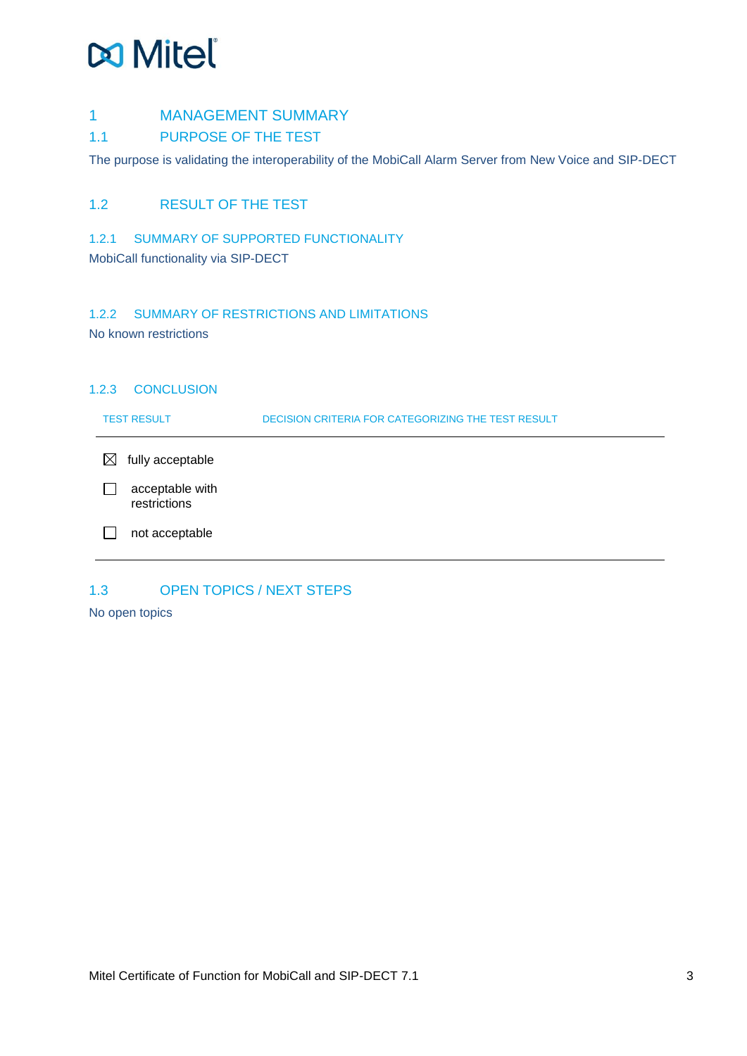# 1 MANAGEMENT SUMMARY

## 1.1 PURPOSE OF THE TEST

The purpose is validating the interoperability of the MobiCall Alarm Server from New Voice and SIP-DECT

## 1.2 RESULT OF THE TEST

### 1.2.1 SUMMARY OF SUPPORTED FUNCTIONALITY

MobiCall functionality via SIP-DECT

### 1.2.2 SUMMARY OF RESTRICTIONS AND LIMITATIONS

No known restrictions

### 1.2.3 CONCLUSION

| TEST RESULT | DECISION CRITERIA FOR CATEGORIZING THE TEST RESULT |
| --- | --- |
| ☒ fully acceptable | |
| ☐ acceptable with restrictions | |
| ☐ not acceptable | |

## 1.3 OPEN TOPICS / NEXT STEPS

No open topics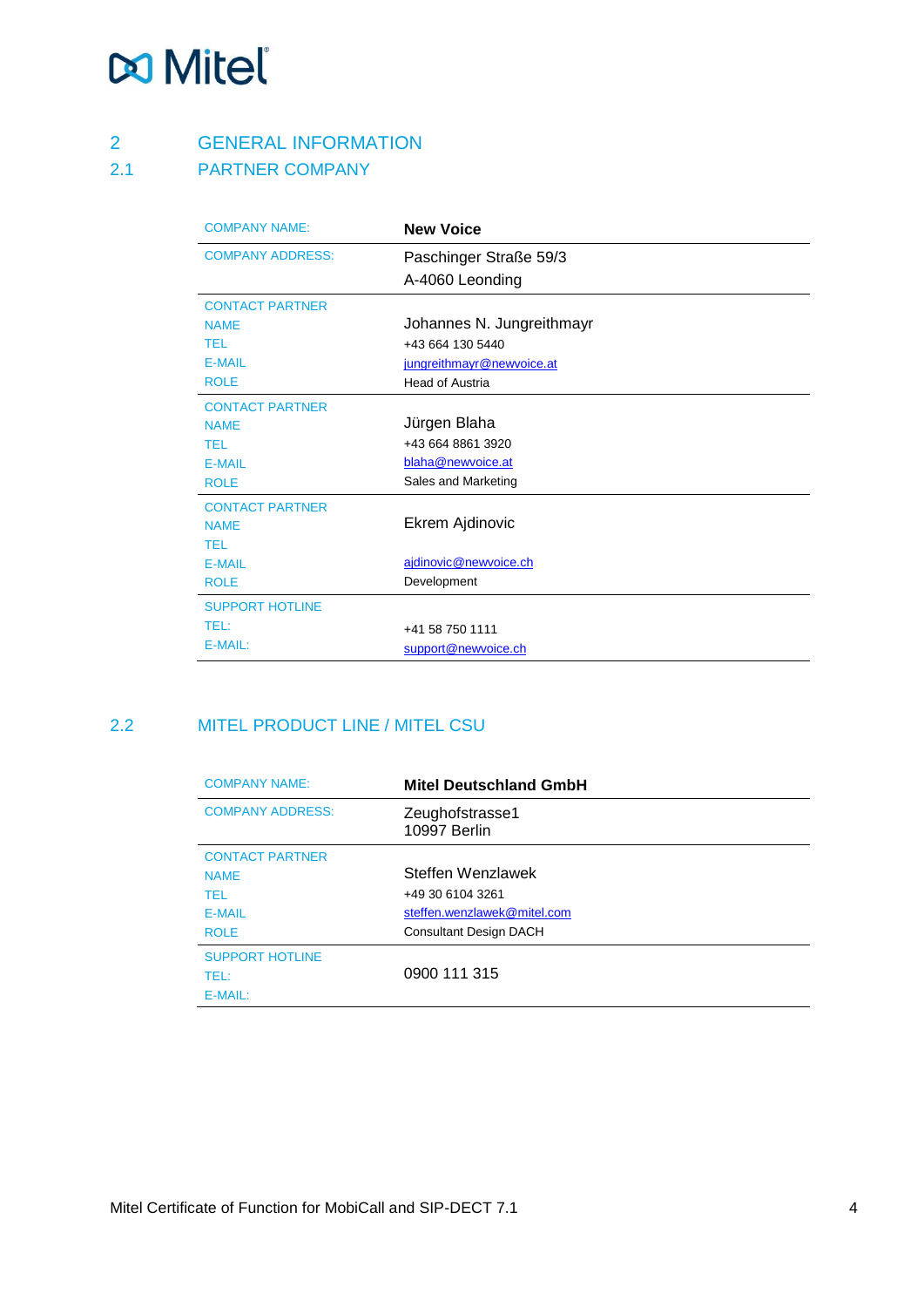# 2 GENERAL INFORMATION

## 2.1 PARTNER COMPANY

| COMPANY NAME: | **New Voice** |
|---|---|
| COMPANY ADDRESS: | Paschinger Straße 59/3<br>A-4060 Leonding |
| CONTACT PARTNER<br>NAME<br>TEL<br>E-MAIL<br>ROLE | <br>Johannes N. Jungreithmayr<br>+43 664 130 5440<br>jungreithmayr@newvoice.at<br>Head of Austria |
| CONTACT PARTNER<br>NAME<br>TEL<br>E-MAIL<br>ROLE | <br>Jürgen Blaha<br>+43 664 8861 3920<br>blaha@newvoice.at<br>Sales and Marketing |
| CONTACT PARTNER<br>NAME<br>TEL<br>E-MAIL<br>ROLE | <br>Ekrem Ajdinovic<br><br>ajdinovic@newvoice.ch<br>Development |
| SUPPORT HOTLINE<br>TEL:<br>E-MAIL: | <br>+41 58 750 1111<br>support@newvoice.ch |

## 2.2 MITEL PRODUCT LINE / MITEL CSU

| COMPANY NAME: | **Mitel Deutschland GmbH** |
|---|---|
| COMPANY ADDRESS: | Zeughofstrasse1<br>10997 Berlin |
| CONTACT PARTNER<br>NAME<br>TEL<br>E-MAIL<br>ROLE | <br>Steffen Wenzlawek<br>+49 30 6104 3261<br>steffen.wenzlawek@mitel.com<br>Consultant Design DACH |
| SUPPORT HOTLINE<br>TEL:<br>E-MAIL: | <br>0900 111 315<br> |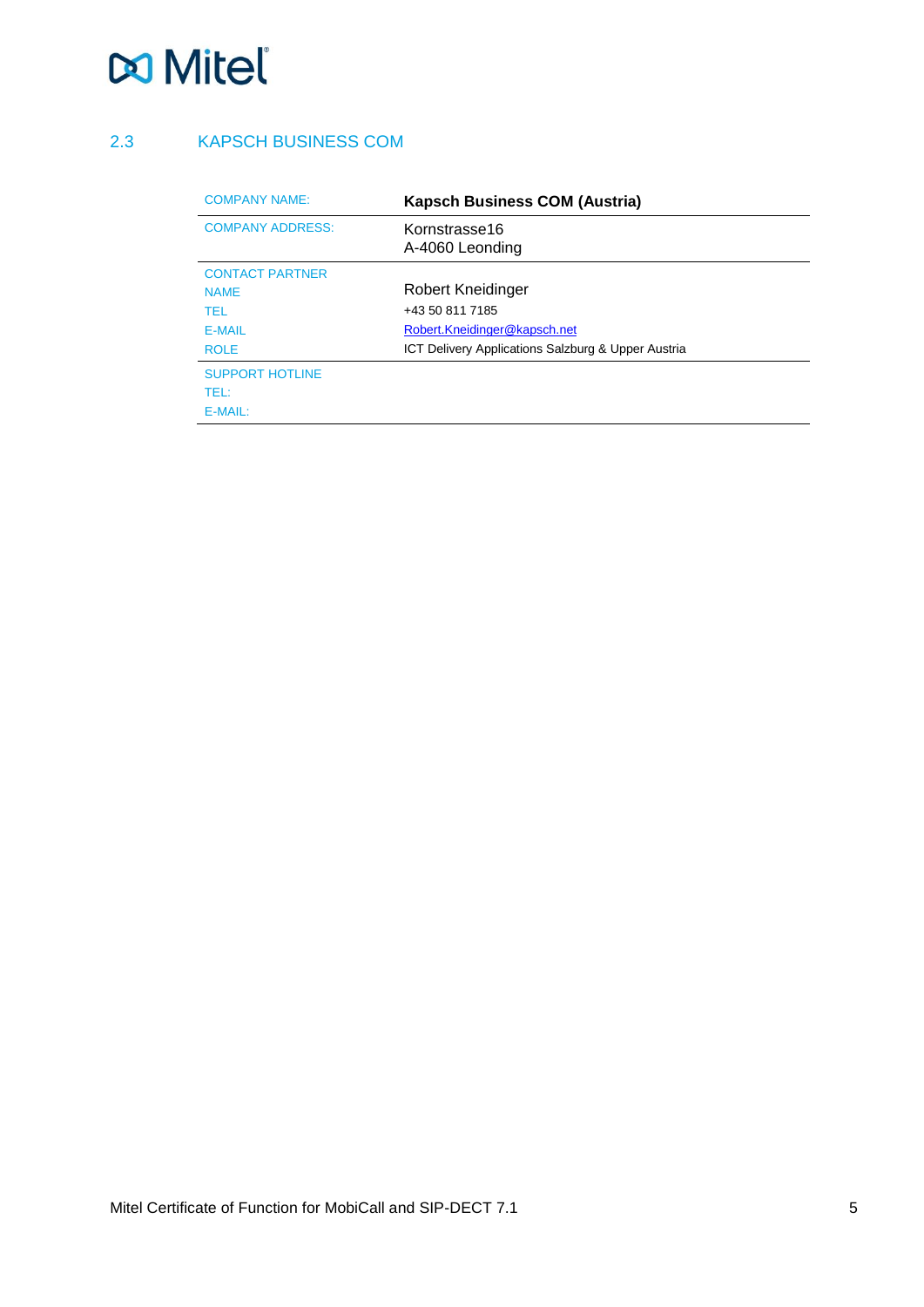## 2.3 KAPSCH BUSINESS COM

| COMPANY NAME: | **Kapsch Business COM (Austria)** |
|---|---|
| COMPANY ADDRESS: | Kornstrasse16<br>A-4060 Leonding |
| CONTACT PARTNER | |
| NAME | Robert Kneidinger |
| TEL | +43 50 811 7185 |
| E-MAIL | Robert.Kneidinger@kapsch.net |
| ROLE | ICT Delivery Applications Salzburg & Upper Austria |
| SUPPORT HOTLINE | |
| TEL: | |
| E-MAIL: | |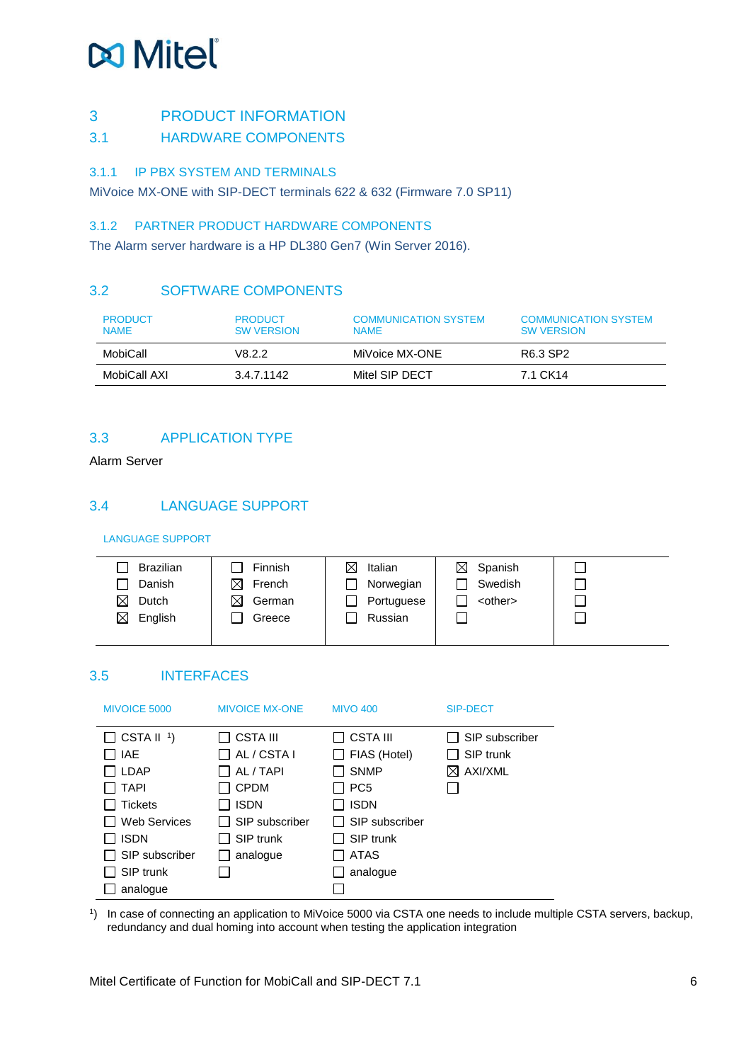# 3 PRODUCT INFORMATION

## 3.1 HARDWARE COMPONENTS

### 3.1.1 IP PBX SYSTEM AND TERMINALS

MiVoice MX-ONE with SIP-DECT terminals 622 & 632 (Firmware 7.0 SP11)

### 3.1.2 PARTNER PRODUCT HARDWARE COMPONENTS

The Alarm server hardware is a HP DL380 Gen7 (Win Server 2016).

## 3.2 SOFTWARE COMPONENTS

| PRODUCT NAME | PRODUCT SW VERSION | COMMUNICATION SYSTEM NAME | COMMUNICATION SYSTEM SW VERSION |
|---|---|---|---|
| MobiCall | V8.2.2 | MiVoice MX-ONE | R6.3 SP2 |
| MobiCall AXI | 3.4.7.1142 | Mitel SIP DECT | 7.1 CK14 |

## 3.3 APPLICATION TYPE

Alarm Server

## 3.4 LANGUAGE SUPPORT

LANGUAGE SUPPORT

| | | | | |
|---|---|---|---|---|
| ☐ Brazilian | ☐ Finnish | ☒ Italian | ☒ Spanish | ☐ |
| ☐ Danish | ☒ French | ☐ Norwegian | ☐ Swedish | ☐ |
| ☒ Dutch | ☒ German | ☐ Portuguese | ☐ <other> | ☐ |
| ☒ English | ☐ Greece | ☐ Russian | ☐ | ☐ |

## 3.5 INTERFACES

| MIVOICE 5000 | MIVOICE MX-ONE | MIVO 400 | SIP-DECT |
|---|---|---|---|
| ☐ CSTA II [1]) | ☐ CSTA III | ☐ CSTA III | ☐ SIP subscriber |
| ☐ IAE | ☐ AL / CSTA I | ☐ FIAS (Hotel) | ☐ SIP trunk |
| ☐ LDAP | ☐ AL / TAPI | ☐ SNMP | ☒ AXI/XML |
| ☐ TAPI | ☐ CPDM | ☐ PC5 | ☐ |
| ☐ Tickets | ☐ ISDN | ☐ ISDN | |
| ☐ Web Services | ☐ SIP subscriber | ☐ SIP subscriber | |
| ☐ ISDN | ☐ SIP trunk | ☐ SIP trunk | |
| ☐ SIP subscriber | ☐ analogue | ☐ ATAS | |
| ☐ SIP trunk | ☐ | ☐ analogue | |
| ☐ analogue | | ☐ | |

[1]) In case of connecting an application to MiVoice 5000 via CSTA one needs to include multiple CSTA servers, backup, redundancy and dual homing into account when testing the application integration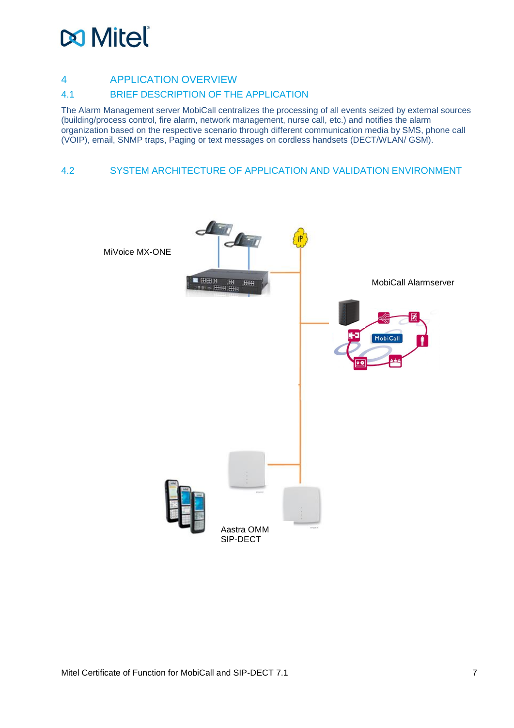# 4 APPLICATION OVERVIEW

## 4.1 BRIEF DESCRIPTION OF THE APPLICATION

The Alarm Management server MobiCall centralizes the processing of all events seized by external sources (building/process control, fire alarm, network management, nurse call, etc.) and notifies the alarm organization based on the respective scenario through different communication media by SMS, phone call (VOIP), email, SNMP traps, Paging or text messages on cordless handsets (DECT/WLAN/ GSM).

## 4.2 SYSTEM ARCHITECTURE OF APPLICATION AND VALIDATION ENVIRONMENT

MiVoice MX-ONE

MobiCall Alarmserver

Aastra OMM
SIP-DECT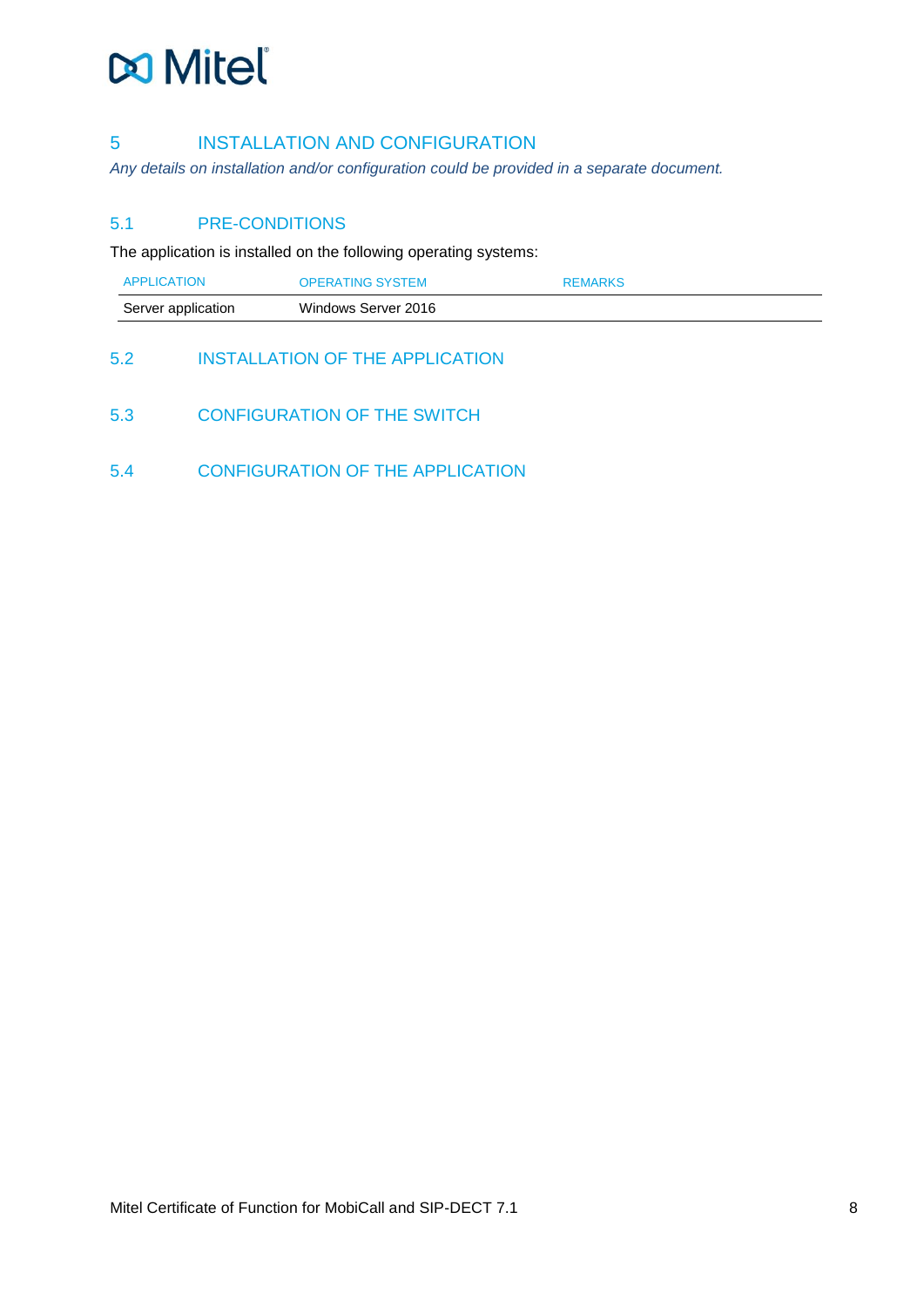# 5 INSTALLATION AND CONFIGURATION

*Any details on installation and/or configuration could be provided in a separate document.*

## 5.1 PRE-CONDITIONS

The application is installed on the following operating systems:

| APPLICATION | OPERATING SYSTEM | REMARKS |
|---|---|---|
| Server application | Windows Server 2016 | |

## 5.2 INSTALLATION OF THE APPLICATION

## 5.3 CONFIGURATION OF THE SWITCH

## 5.4 CONFIGURATION OF THE APPLICATION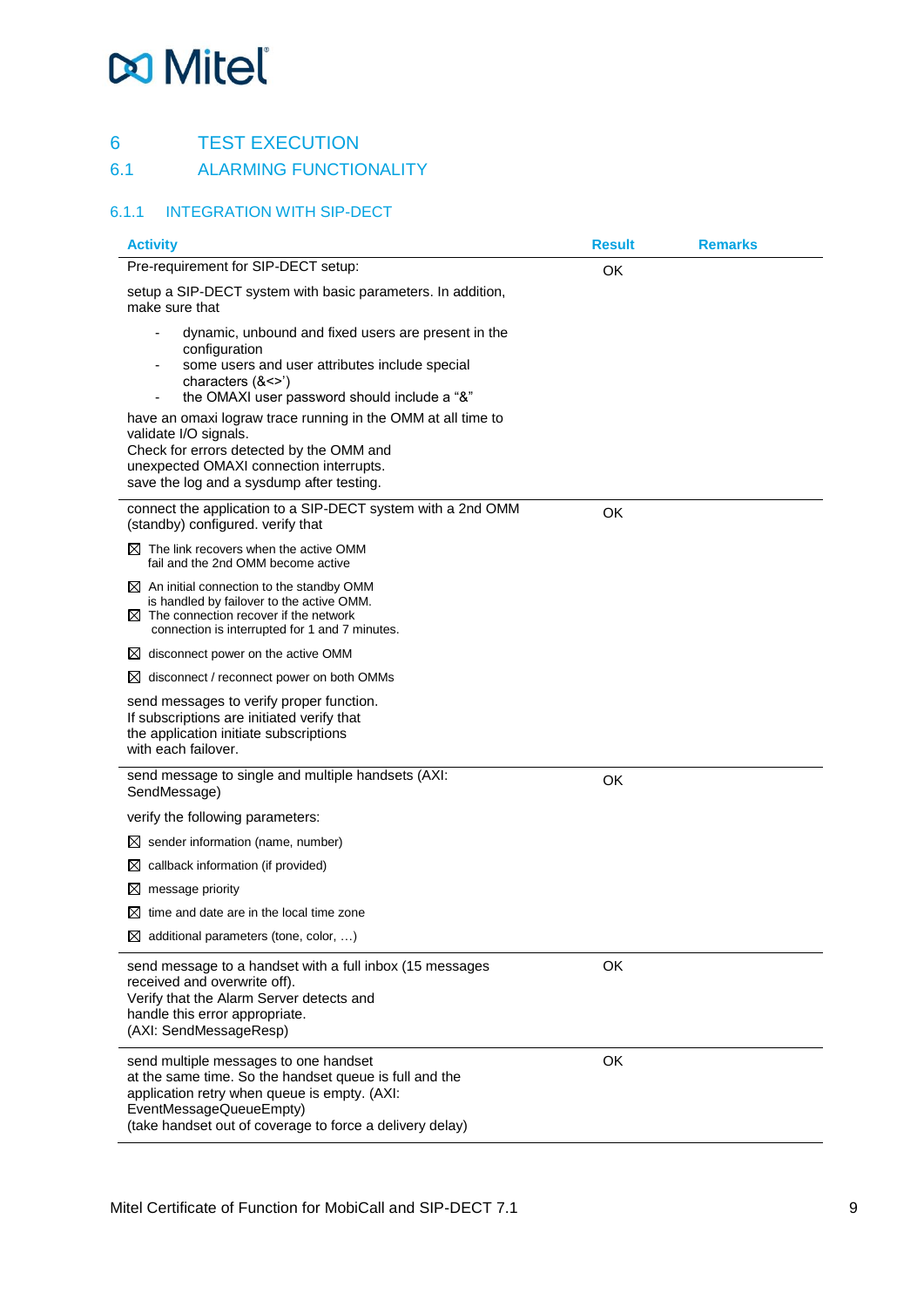# 6 TEST EXECUTION

## 6.1 ALARMING FUNCTIONALITY

### 6.1.1 INTEGRATION WITH SIP-DECT

| Activity | Result | Remarks |
|---|---|---|
| Pre-requirement for SIP-DECT setup:<br><br>setup a SIP-DECT system with basic parameters. In addition, make sure that<br><br>- dynamic, unbound and fixed users are present in the configuration<br>- some users and user attributes include special characters (&<>')<br>- the OMAXI user password should include a "&"<br><br>have an omaxi lograw trace running in the OMM at all time to validate I/O signals.<br>Check for errors detected by the OMM and unexpected OMAXI connection interrupts.<br>save the log and a sysdump after testing. | OK | |
| connect the application to a SIP-DECT system with a 2nd OMM (standby) configured. verify that<br><br>☒ The link recovers when the active OMM fail and the 2nd OMM become active<br><br>☒ An initial connection to the standby OMM is handled by failover to the active OMM.<br>☒ The connection recover if the network connection is interrupted for 1 and 7 minutes.<br><br>☒ disconnect power on the active OMM<br><br>☒ disconnect / reconnect power on both OMMs<br><br>send messages to verify proper function.<br>If subscriptions are initiated verify that the application initiate subscriptions with each failover. | OK | |
| send message to single and multiple handsets (AXI: SendMessage)<br><br>verify the following parameters:<br><br>☒ sender information (name, number)<br><br>☒ callback information (if provided)<br><br>☒ message priority<br><br>☒ time and date are in the local time zone<br><br>☒ additional parameters (tone, color, …) | OK | |
| send message to a handset with a full inbox (15 messages received and overwrite off).<br>Verify that the Alarm Server detects and handle this error appropriate.<br>(AXI: SendMessageResp) | OK | |
| send multiple messages to one handset at the same time. So the handset queue is full and the application retry when queue is empty. (AXI: EventMessageQueueEmpty)<br>(take handset out of coverage to force a delivery delay) | OK | |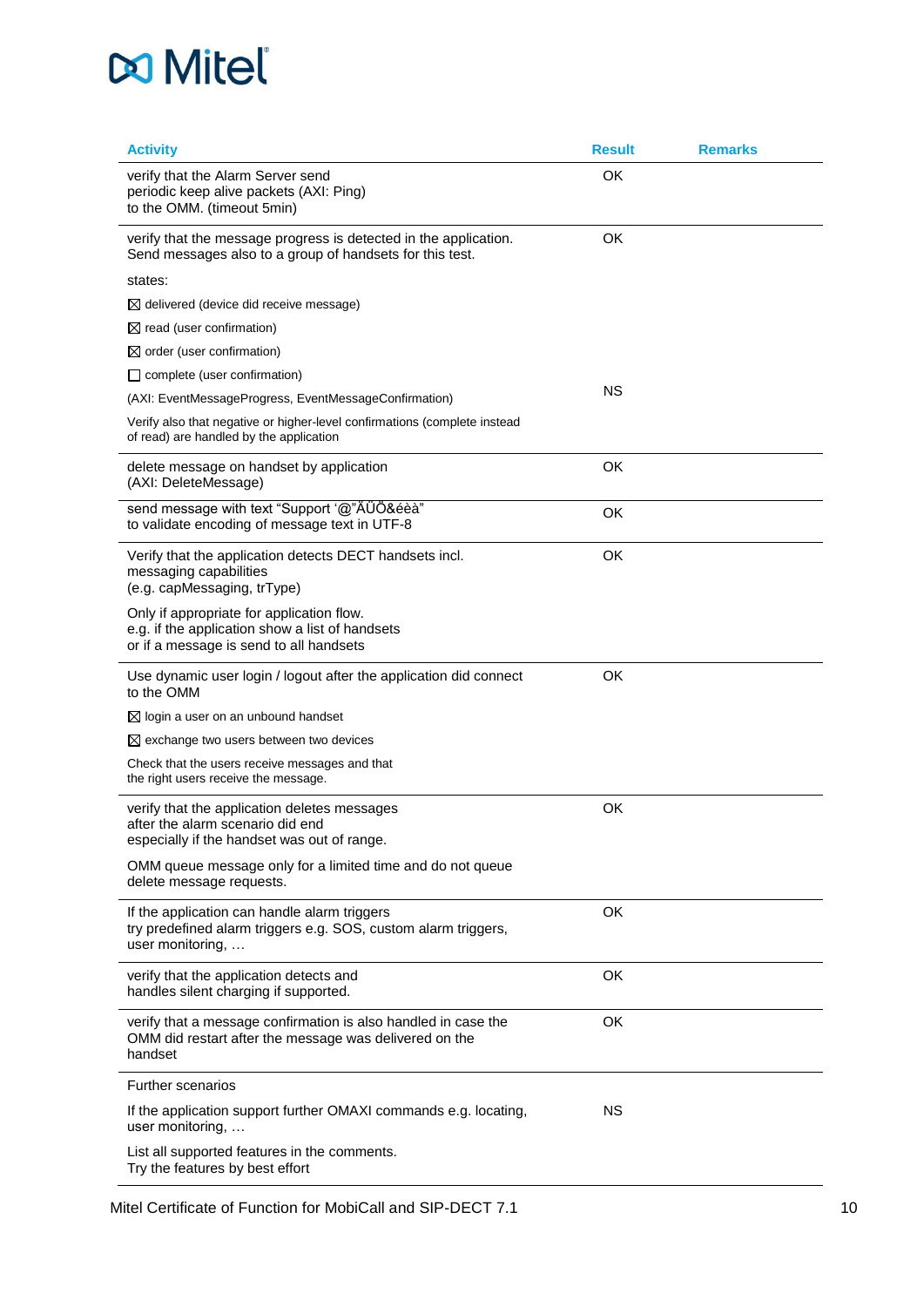| Activity | Result | Remarks |
| --- | --- | --- |
| verify that the Alarm Server send periodic keep alive packets (AXI: Ping) to the OMM. (timeout 5min) | OK | |
| verify that the message progress is detected in the application. Send messages also to a group of handsets for this test.<br><br>states:<br>☒ delivered (device did receive message)<br>☒ read (user confirmation)<br>☒ order (user confirmation)<br>☐ complete (user confirmation)<br>(AXI: EventMessageProgress, EventMessageConfirmation)<br><br>Verify also that negative or higher-level confirmations (complete instead of read) are handled by the application | OK<br><br>NS | |
| delete message on handset by application (AXI: DeleteMessage) | OK | |
| send message with text "Support '@"ÄÜÖ&éèà" to validate encoding of message text in UTF-8 | OK | |
| Verify that the application detects DECT handsets incl. messaging capabilities (e.g. capMessaging, trType)<br><br>Only if appropriate for application flow. e.g. if the application show a list of handsets or if a message is send to all handsets | OK | |
| Use dynamic user login / logout after the application did connect to the OMM<br><br>☒ login a user on an unbound handset<br>☒ exchange two users between two devices<br><br>Check that the users receive messages and that the right users receive the message. | OK | |
| verify that the application deletes messages after the alarm scenario did end especially if the handset was out of range.<br><br>OMM queue message only for a limited time and do not queue delete message requests. | OK | |
| If the application can handle alarm triggers try predefined alarm triggers e.g. SOS, custom alarm triggers, user monitoring, … | OK | |
| verify that the application detects and handles silent charging if supported. | OK | |
| verify that a message confirmation is also handled in case the OMM did restart after the message was delivered on the handset | OK | |
| Further scenarios<br><br>If the application support further OMAXI commands e.g. locating, user monitoring, …<br><br>List all supported features in the comments. Try the features by best effort | NS | |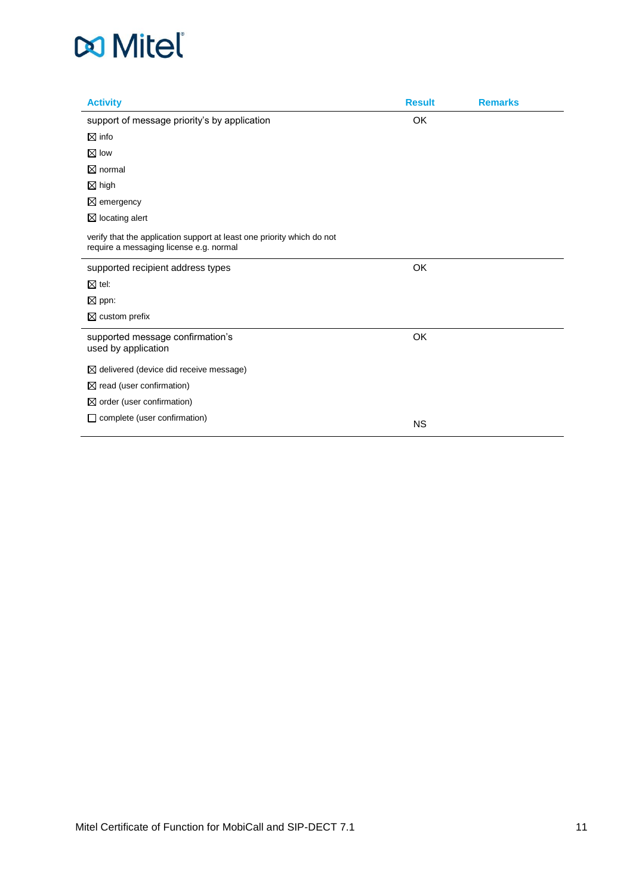| Activity | Result | Remarks |
|---|---|---|
| support of message priority's by application | OK | |
| ☒ info | | |
| ☒ low | | |
| ☒ normal | | |
| ☒ high | | |
| ☒ emergency | | |
| ☒ locating alert | | |
| verify that the application support at least one priority which do not require a messaging license e.g. normal | | |
| supported recipient address types | OK | |
| ☒ tel: | | |
| ☒ ppn: | | |
| ☒ custom prefix | | |
| supported message confirmation's used by application | OK | |
| ☒ delivered (device did receive message) | | |
| ☒ read (user confirmation) | | |
| ☒ order (user confirmation) | | |
| ☐ complete (user confirmation) | NS | |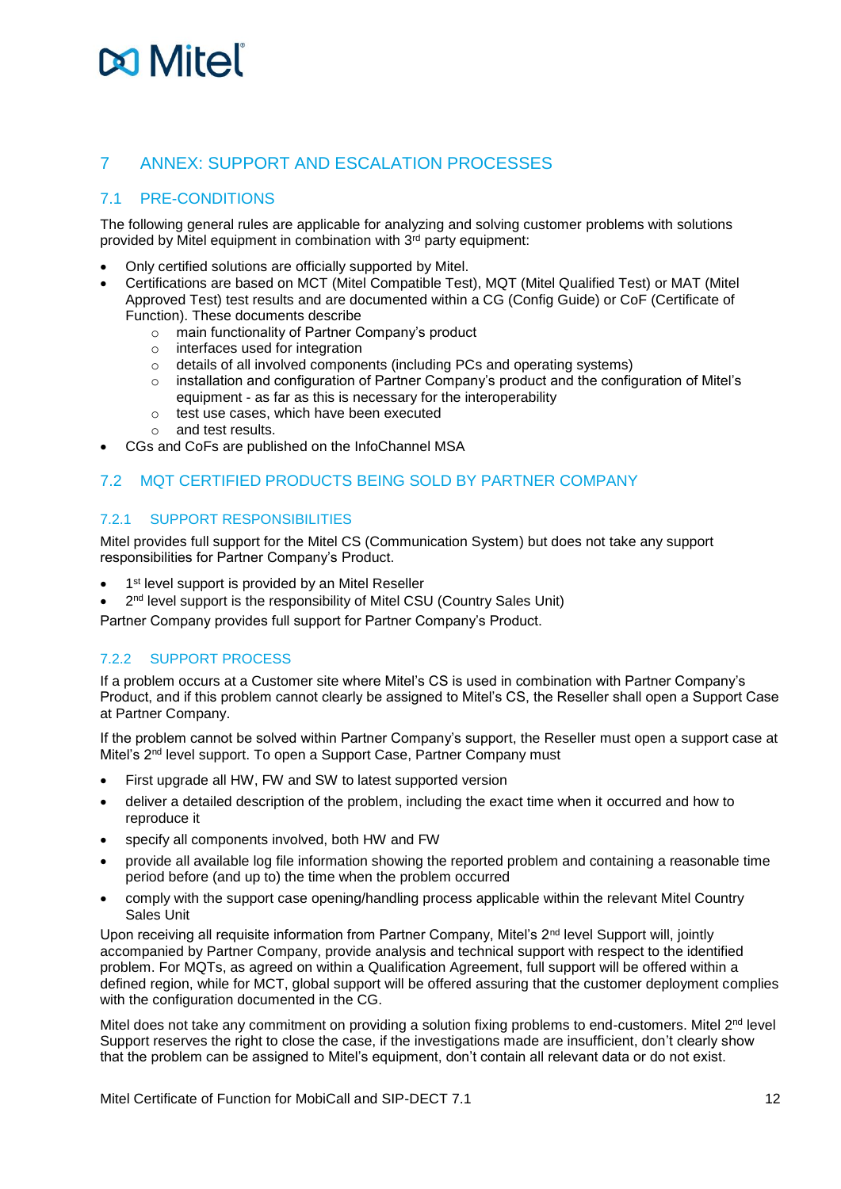# 7 ANNEX: SUPPORT AND ESCALATION PROCESSES

## 7.1 PRE-CONDITIONS

The following general rules are applicable for analyzing and solving customer problems with solutions provided by Mitel equipment in combination with 3rd party equipment:

- Only certified solutions are officially supported by Mitel.
- Certifications are based on MCT (Mitel Compatible Test), MQT (Mitel Qualified Test) or MAT (Mitel Approved Test) test results and are documented within a CG (Config Guide) or CoF (Certificate of Function). These documents describe
  - main functionality of Partner Company's product
  - interfaces used for integration
  - details of all involved components (including PCs and operating systems)
  - installation and configuration of Partner Company's product and the configuration of Mitel's equipment - as far as this is necessary for the interoperability
  - test use cases, which have been executed
  - and test results.
- CGs and CoFs are published on the InfoChannel MSA

## 7.2 MQT CERTIFIED PRODUCTS BEING SOLD BY PARTNER COMPANY

### 7.2.1 SUPPORT RESPONSIBILITIES

Mitel provides full support for the Mitel CS (Communication System) but does not take any support responsibilities for Partner Company's Product.

- 1st level support is provided by an Mitel Reseller
- 2nd level support is the responsibility of Mitel CSU (Country Sales Unit)

Partner Company provides full support for Partner Company's Product.

### 7.2.2 SUPPORT PROCESS

If a problem occurs at a Customer site where Mitel's CS is used in combination with Partner Company's Product, and if this problem cannot clearly be assigned to Mitel's CS, the Reseller shall open a Support Case at Partner Company.

If the problem cannot be solved within Partner Company's support, the Reseller must open a support case at Mitel's 2nd level support. To open a Support Case, Partner Company must

- First upgrade all HW, FW and SW to latest supported version
- deliver a detailed description of the problem, including the exact time when it occurred and how to reproduce it
- specify all components involved, both HW and FW
- provide all available log file information showing the reported problem and containing a reasonable time period before (and up to) the time when the problem occurred
- comply with the support case opening/handling process applicable within the relevant Mitel Country Sales Unit

Upon receiving all requisite information from Partner Company, Mitel's 2nd level Support will, jointly accompanied by Partner Company, provide analysis and technical support with respect to the identified problem. For MQTs, as agreed on within a Qualification Agreement, full support will be offered within a defined region, while for MCT, global support will be offered assuring that the customer deployment complies with the configuration documented in the CG.

Mitel does not take any commitment on providing a solution fixing problems to end-customers. Mitel 2nd level Support reserves the right to close the case, if the investigations made are insufficient, don't clearly show that the problem can be assigned to Mitel's equipment, don't contain all relevant data or do not exist.